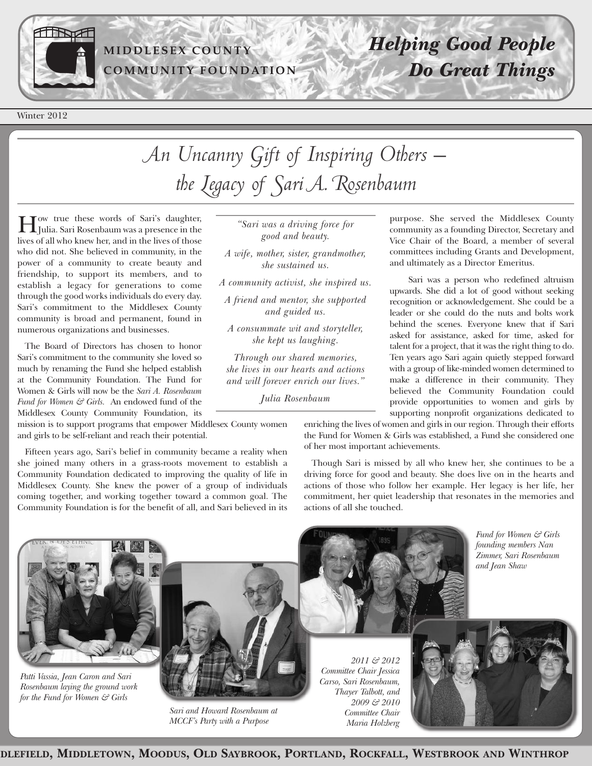MIDDLESEX COUNTY COMMUNITY FOUNDATION

*Helping Good People Do Great Things*

Winter 2012

# *An Uncanny Gift of Inspiring Others – the Legacy of Sari A. Rosenbaum*

How true these words of Sari's daughter, Julia. Sari Rosenbaum was a presence in the lives of all who knew her, and in the lives of those who did not. She believed in community, in the power of a community to create beauty and friendship, to support its members, and to establish a legacy for generations to come through the good works individuals do every day. Sari's commitment to the Middlesex County community is broad and permanent, found in numerous organizations and businesses.

> *"Sari was a driving force for good and beauty.*
>
> *A wife, mother, sister, grandmother, she sustained us.*
>
> *A community activist, she inspired us.*
>
> *A friend and mentor, she supported and guided us.*
>
> *A consummate wit and storyteller, she kept us laughing.*
>
> *Through our shared memories, she lives in our hearts and actions and will forever enrich our lives."*
>
> *Julia Rosenbaum*

The Board of Directors has chosen to honor Sari's commitment to the community she loved so much by renaming the Fund she helped establish at the Community Foundation. The Fund for Women & Girls will now be the *Sari A. Rosenbaum Fund for Women & Girls.* An endowed fund of the Middlesex County Community Foundation, its mission is to support programs that empower Middlesex County women and girls to be self-reliant and reach their potential.

Fifteen years ago, Sari's belief in community became a reality when she joined many others in a grass-roots movement to establish a Community Foundation dedicated to improving the quality of life in Middlesex County. She knew the power of a group of individuals coming together, and working together toward a common goal. The Community Foundation is for the benefit of all, and Sari believed in its purpose. She served the Middlesex County community as a founding Director, Secretary and Vice Chair of the Board, a member of several committees including Grants and Development, and ultimately as a Director Emeritus.

Sari was a person who redefined altruism upwards. She did a lot of good without seeking recognition or acknowledgement. She could be a leader or she could do the nuts and bolts work behind the scenes. Everyone knew that if Sari asked for assistance, asked for time, asked for talent for a project, that it was the right thing to do. Ten years ago Sari again quietly stepped forward with a group of like-minded women determined to make a difference in their community. They believed the Community Foundation could provide opportunities to women and girls by supporting nonprofit organizations dedicated to enriching the lives of women and girls in our region. Through their efforts the Fund for Women & Girls was established, a Fund she considered one of her most important achievements.

Though Sari is missed by all who knew her, she continues to be a driving force for good and beauty. She does live on in the hearts and actions of those who follow her example. Her legacy is her life, her commitment, her quiet leadership that resonates in the memories and actions of all she touched.

*Patti Vassia, Jean Caron and Sari Rosenbaum laying the ground work for the Fund for Women & Girls*

*Sari and Howard Rosenbaum at MCCF's Party with a Purpose*

*Fund for Women & Girls founding members Nan Zimmer, Sari Rosenbaum and Jean Shaw*

*2011 & 2012 Committee Chair Jessica Carso, Sari Rosenbaum, Thayer Talbott, and 2009 & 2010 Committee Chair Maria Holzberg*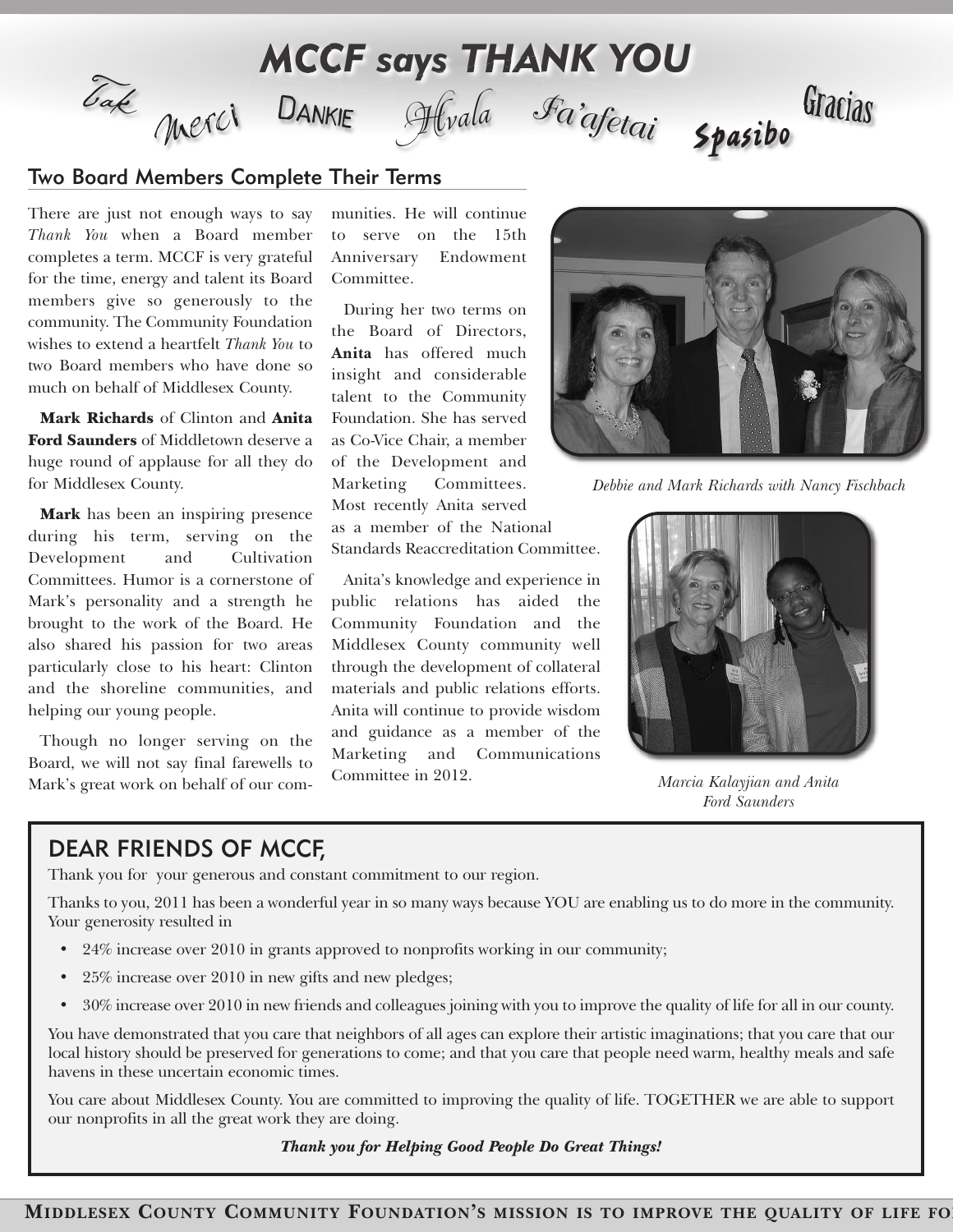# MCCF says THANK YOU

Tak Merci Dankie Hvala Fa'afetai Spasibo Gracias

## Two Board Members Complete Their Terms

There are just not enough ways to say *Thank You* when a Board member completes a term. MCCF is very grateful for the time, energy and talent its Board members give so generously to the community. The Community Foundation wishes to extend a heartfelt *Thank You* to two Board members who have done so much on behalf of Middlesex County.

**Mark Richards** of Clinton and **Anita Ford Saunders** of Middletown deserve a huge round of applause for all they do for Middlesex County.

**Mark** has been an inspiring presence during his term, serving on the Development and Cultivation Committees. Humor is a cornerstone of Mark's personality and a strength he brought to the work of the Board. He also shared his passion for two areas particularly close to his heart: Clinton and the shoreline communities, and helping our young people.

Though no longer serving on the Board, we will not say final farewells to Mark's great work on behalf of our communities. He will continue to serve on the 15th Anniversary Endowment Committee.

During her two terms on the Board of Directors, **Anita** has offered much insight and considerable talent to the Community Foundation. She has served as Co-Vice Chair, a member of the Development and Marketing Committees. Most recently Anita served as a member of the National Standards Reaccreditation Committee.

Anita's knowledge and experience in public relations has aided the Community Foundation and the Middlesex County community well through the development of collateral materials and public relations efforts. Anita will continue to provide wisdom and guidance as a member of the Marketing and Communications Committee in 2012.

*Debbie and Mark Richards with Nancy Fischbach*

*Marcia Kalayjian and Anita Ford Saunders*

## DEAR FRIENDS OF MCCF,

Thank you for your generous and constant commitment to our region.

Thanks to you, 2011 has been a wonderful year in so many ways because YOU are enabling us to do more in the community. Your generosity resulted in

- 24% increase over 2010 in grants approved to nonprofits working in our community;
- 25% increase over 2010 in new gifts and new pledges;
- 30% increase over 2010 in new friends and colleagues joining with you to improve the quality of life for all in our county.

You have demonstrated that you care that neighbors of all ages can explore their artistic imaginations; that you care that our local history should be preserved for generations to come; and that you care that people need warm, healthy meals and safe havens in these uncertain economic times.

You care about Middlesex County. You are committed to improving the quality of life. TOGETHER we are able to support our nonprofits in all the great work they are doing.

***Thank you for Helping Good People Do Great Things!***

**MIDDLESEX COUNTY COMMUNITY FOUNDATION'S MISSION IS TO IMPROVE THE QUALITY OF LIFE FO**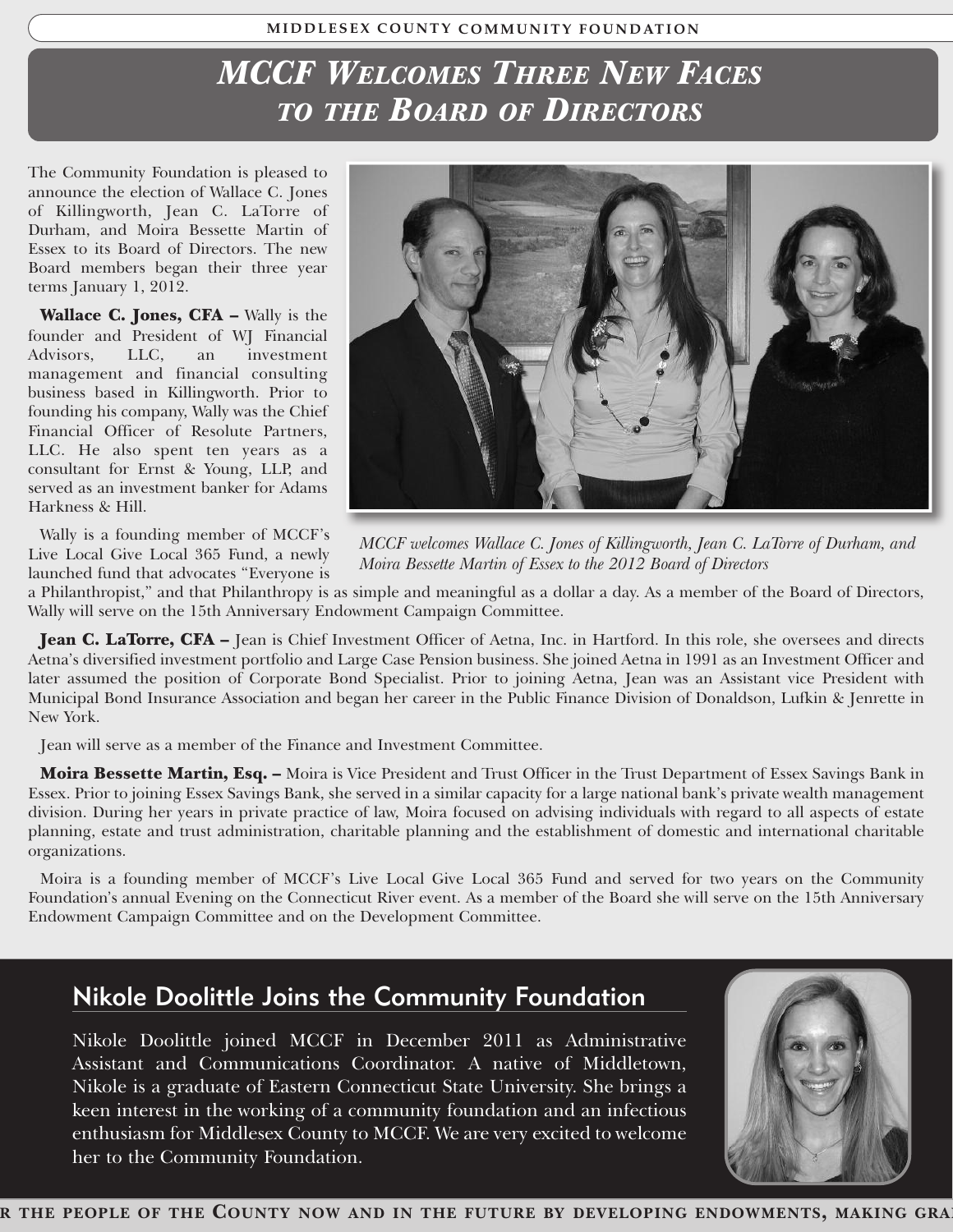# *MCCF Welcomes Three New Faces to the Board of Directors*

The Community Foundation is pleased to announce the election of Wallace C. Jones of Killingworth, Jean C. LaTorre of Durham, and Moira Bessette Martin of Essex to its Board of Directors. The new Board members began their three year terms January 1, 2012.

*MCCF welcomes Wallace C. Jones of Killingworth, Jean C. LaTorre of Durham, and Moira Bessette Martin of Essex to the 2012 Board of Directors*

**Wallace C. Jones, CFA –** Wally is the founder and President of WJ Financial Advisors, LLC, an investment management and financial consulting business based in Killingworth. Prior to founding his company, Wally was the Chief Financial Officer of Resolute Partners, LLC. He also spent ten years as a consultant for Ernst & Young, LLP, and served as an investment banker for Adams Harkness & Hill.

Wally is a founding member of MCCF's Live Local Give Local 365 Fund, a newly launched fund that advocates "Everyone is a Philanthropist," and that Philanthropy is as simple and meaningful as a dollar a day. As a member of the Board of Directors, Wally will serve on the 15th Anniversary Endowment Campaign Committee.

**Jean C. LaTorre, CFA –** Jean is Chief Investment Officer of Aetna, Inc. in Hartford. In this role, she oversees and directs Aetna's diversified investment portfolio and Large Case Pension business. She joined Aetna in 1991 as an Investment Officer and later assumed the position of Corporate Bond Specialist. Prior to joining Aetna, Jean was an Assistant vice President with Municipal Bond Insurance Association and began her career in the Public Finance Division of Donaldson, Lufkin & Jenrette in New York.

Jean will serve as a member of the Finance and Investment Committee.

**Moira Bessette Martin, Esq. –** Moira is Vice President and Trust Officer in the Trust Department of Essex Savings Bank in Essex. Prior to joining Essex Savings Bank, she served in a similar capacity for a large national bank's private wealth management division. During her years in private practice of law, Moira focused on advising individuals with regard to all aspects of estate planning, estate and trust administration, charitable planning and the establishment of domestic and international charitable organizations.

Moira is a founding member of MCCF's Live Local Give Local 365 Fund and served for two years on the Community Foundation's annual Evening on the Connecticut River event. As a member of the Board she will serve on the 15th Anniversary Endowment Campaign Committee and on the Development Committee.

## Nikole Doolittle Joins the Community Foundation

Nikole Doolittle joined MCCF in December 2011 as Administrative Assistant and Communications Coordinator. A native of Middletown, Nikole is a graduate of Eastern Connecticut State University. She brings a keen interest in the working of a community foundation and an infectious enthusiasm for Middlesex County to MCCF. We are very excited to welcome her to the Community Foundation.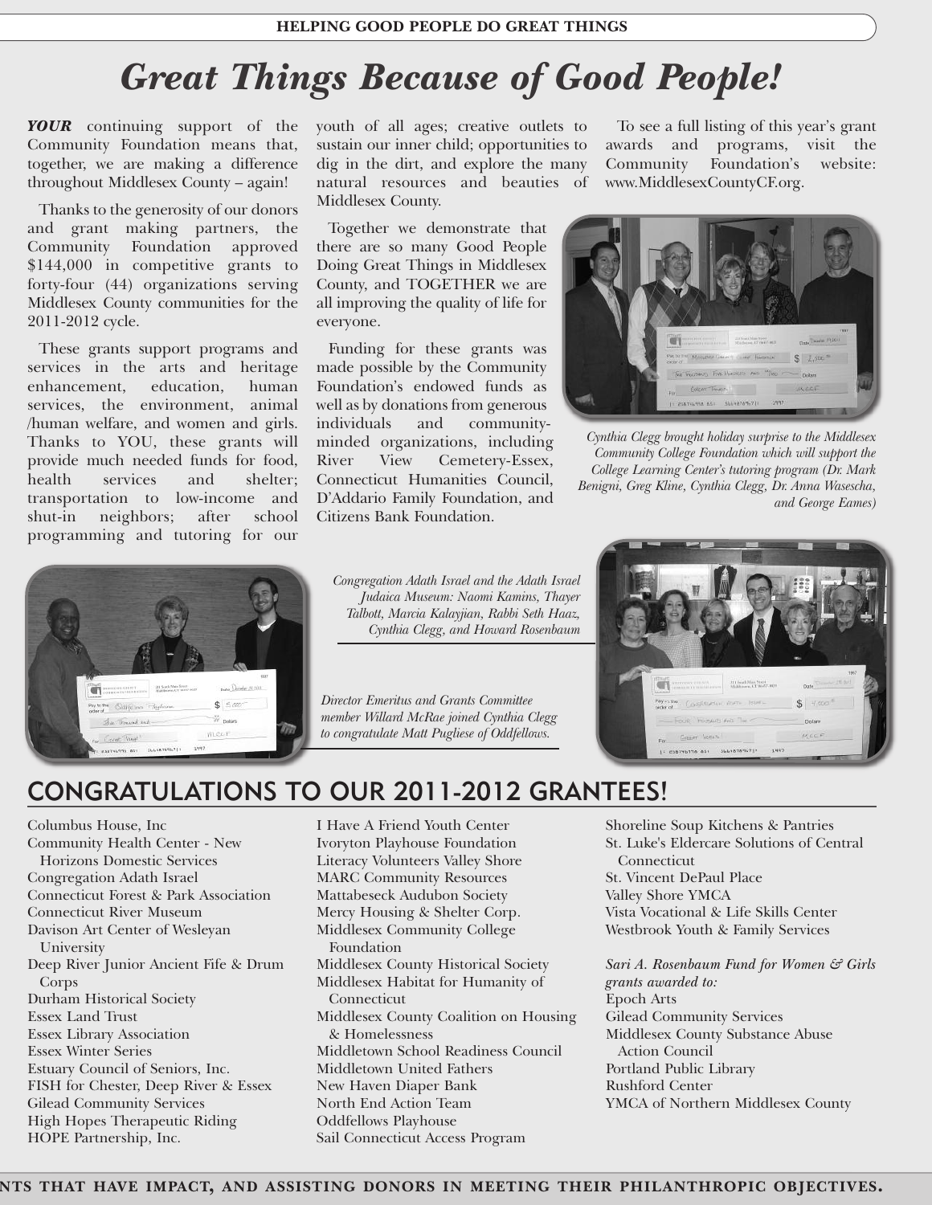# Great Things Because of Good People!

***YOUR*** continuing support of the Community Foundation means that, together, we are making a difference throughout Middlesex County – again!

Thanks to the generosity of our donors and grant making partners, the Community Foundation approved $144,000 in competitive grants to forty-four (44) organizations serving Middlesex County communities for the 2011-2012 cycle.

These grants support programs and services in the arts and heritage enhancement, education, human services, the environment, animal /human welfare, and women and girls. Thanks to YOU, these grants will provide much needed funds for food, health services and shelter; transportation to low-income and shut-in neighbors; after school programming and tutoring for our youth of all ages; creative outlets to sustain our inner child; opportunities to dig in the dirt, and explore the many natural resources and beauties of Middlesex County.

Together we demonstrate that there are so many Good People Doing Great Things in Middlesex County, and TOGETHER we are all improving the quality of life for everyone.

Funding for these grants was made possible by the Community Foundation's endowed funds as well as by donations from generous individuals and community-minded organizations, including River View Cemetery-Essex, Connecticut Humanities Council, D'Addario Family Foundation, and Citizens Bank Foundation.

To see a full listing of this year's grant awards and programs, visit the Community Foundation's website: www.MiddlesexCountyCF.org.

*Cynthia Clegg brought holiday surprise to the Middlesex Community College Foundation which will support the College Learning Center's tutoring program (Dr. Mark Benigni, Greg Kline, Cynthia Clegg, Dr. Anna Wasescha, and George Eames)*

*Congregation Adath Israel and the Adath Israel Judaica Museum: Naomi Kamins, Thayer Talbott, Marcia Kalayjian, Rabbi Seth Haaz, Cynthia Clegg, and Howard Rosenbaum*

*Director Emeritus and Grants Committee member Willard McRae joined Cynthia Clegg to congratulate Matt Pugliese of Oddfellows.*

## CONGRATULATIONS TO OUR 2011-2012 GRANTEES!

Columbus House, Inc
Community Health Center - New Horizons Domestic Services
Congregation Adath Israel
Connecticut Forest & Park Association
Connecticut River Museum
Davison Art Center of Wesleyan University
Deep River Junior Ancient Fife & Drum Corps
Durham Historical Society
Essex Land Trust
Essex Library Association
Essex Winter Series
Estuary Council of Seniors, Inc.
FISH for Chester, Deep River & Essex
Gilead Community Services
High Hopes Therapeutic Riding
HOPE Partnership, Inc.
I Have A Friend Youth Center
Ivoryton Playhouse Foundation
Literacy Volunteers Valley Shore
MARC Community Resources
Mattabeseck Audubon Society
Mercy Housing & Shelter Corp.
Middlesex Community College Foundation
Middlesex County Historical Society
Middlesex Habitat for Humanity of Connecticut
Middlesex County Coalition on Housing & Homelessness
Middletown School Readiness Council
Middletown United Fathers
New Haven Diaper Bank
North End Action Team
Oddfellows Playhouse
Sail Connecticut Access Program
Shoreline Soup Kitchens & Pantries
St. Luke's Eldercare Solutions of Central Connecticut
St. Vincent DePaul Place
Valley Shore YMCA
Vista Vocational & Life Skills Center
Westbrook Youth & Family Services

*Sari A. Rosenbaum Fund for Women & Girls grants awarded to:*
Epoch Arts
Gilead Community Services
Middlesex County Substance Abuse Action Council
Portland Public Library
Rushford Center
YMCA of Northern Middlesex County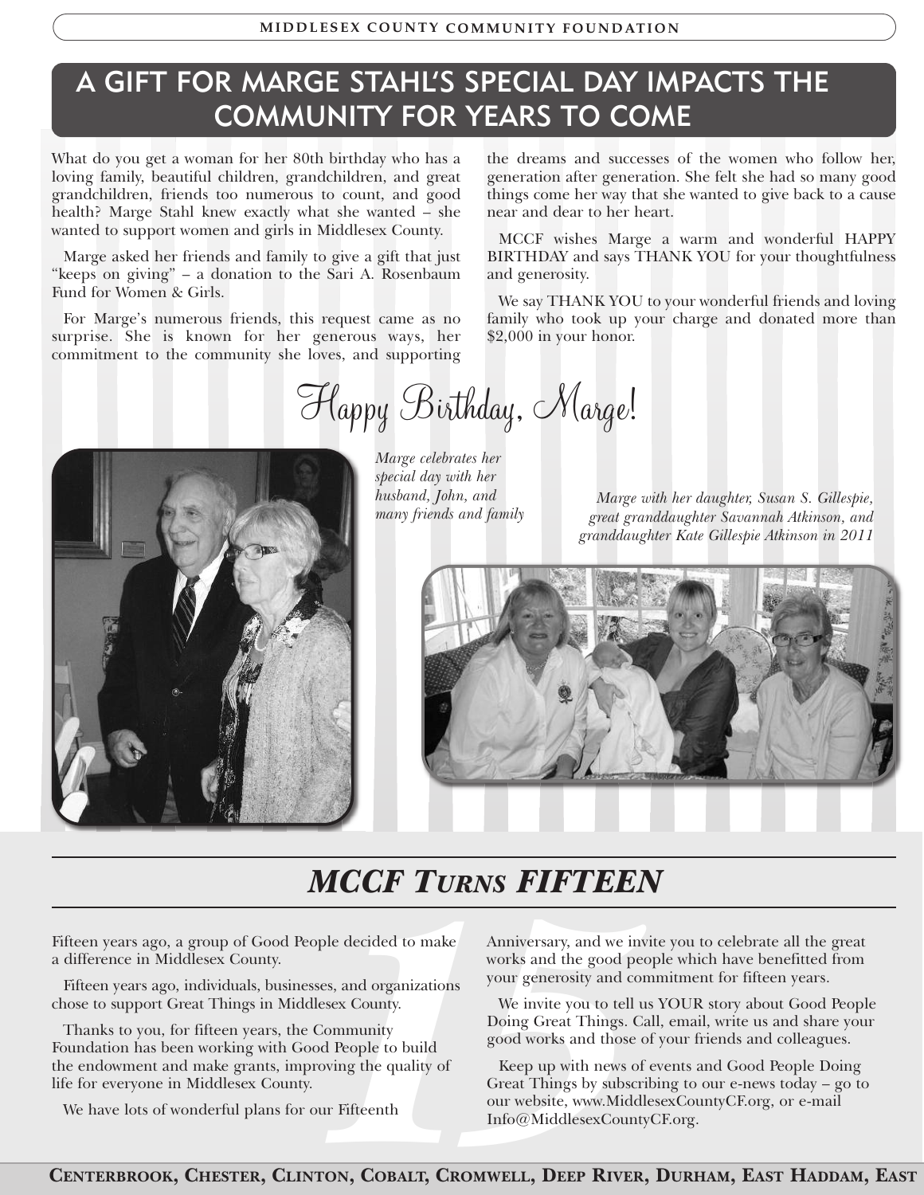## A GIFT FOR MARGE STAHL'S SPECIAL DAY IMPACTS THE COMMUNITY FOR YEARS TO COME

What do you get a woman for her 80th birthday who has a loving family, beautiful children, grandchildren, and great grandchildren, friends too numerous to count, and good health? Marge Stahl knew exactly what she wanted – she wanted to support women and girls in Middlesex County.

Marge asked her friends and family to give a gift that just "keeps on giving" – a donation to the Sari A. Rosenbaum Fund for Women & Girls.

For Marge's numerous friends, this request came as no surprise. She is known for her generous ways, her commitment to the community she loves, and supporting the dreams and successes of the women who follow her, generation after generation. She felt she had so many good things come her way that she wanted to give back to a cause near and dear to her heart.

MCCF wishes Marge a warm and wonderful HAPPY BIRTHDAY and says THANK YOU for your thoughtfulness and generosity.

We say THANK YOU to your wonderful friends and loving family who took up your charge and donated more than $2,000 in your honor.

*Happy Birthday, Marge!*

*Marge celebrates her special day with her husband, John, and many friends and family*

*Marge with her daughter, Susan S. Gillespie, great granddaughter Savannah Atkinson, and granddaughter Kate Gillespie Atkinson in 2011*

## *MCCF TURNS FIFTEEN*

Fifteen years ago, a group of Good People decided to make a difference in Middlesex County.

Fifteen years ago, individuals, businesses, and organizations chose to support Great Things in Middlesex County.

Thanks to you, for fifteen years, the Community Foundation has been working with Good People to build the endowment and make grants, improving the quality of life for everyone in Middlesex County.

We have lots of wonderful plans for our Fifteenth Anniversary, and we invite you to celebrate all the great works and the good people which have benefitted from your generosity and commitment for fifteen years.

We invite you to tell us YOUR story about Good People Doing Great Things. Call, email, write us and share your good works and those of your friends and colleagues.

Keep up with news of events and Good People Doing Great Things by subscribing to our e-news today – go to our website, www.MiddlesexCountyCF.org, or e-mail Info@MiddlesexCountyCF.org.

**CENTERBROOK, CHESTER, CLINTON, COBALT, CROMWELL, DEEP RIVER, DURHAM, EAST HADDAM, EAST**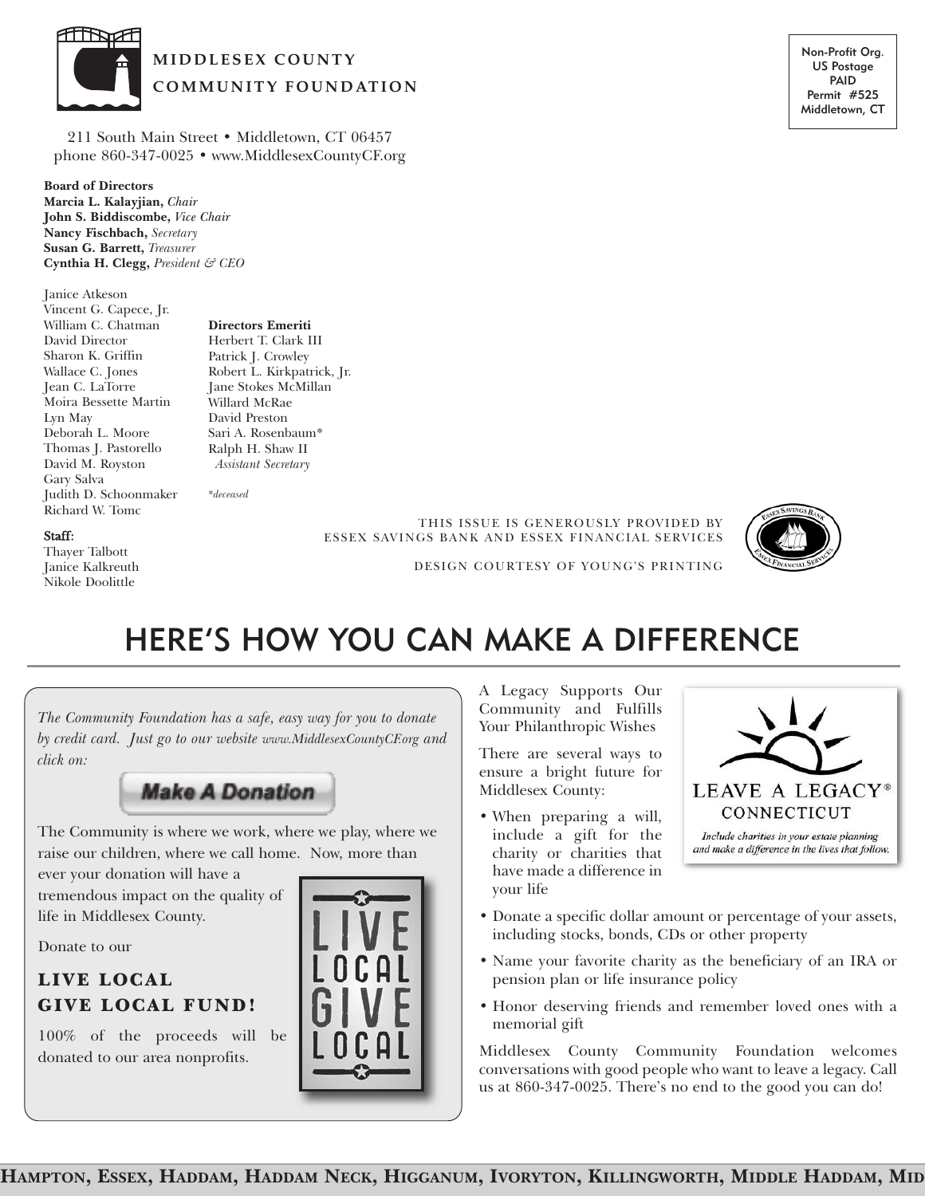**MIDDLESEX COUNTY COMMUNITY FOUNDATION**

211 South Main Street • Middletown, CT 06457
phone 860-347-0025 • www.MiddlesexCountyCF.org

Non-Profit Org.
US Postage
PAID
Permit #525
Middletown, CT

**Board of Directors**
**Marcia L. Kalayjian,** *Chair*
**John S. Biddiscombe,** *Vice Chair*
**Nancy Fischbach,** *Secretary*
**Susan G. Barrett,** *Treasurer*
**Cynthia H. Clegg,** *President & CEO*

Janice Atkeson
Vincent G. Capece, Jr.
William C. Chatman
David Director
Sharon K. Griffin
Wallace C. Jones
Jean C. LaTorre
Moira Bessette Martin
Lyn May
Deborah L. Moore
Thomas J. Pastorello
David M. Royston
Gary Salva
Judith D. Schoonmaker
Richard W. Tomc

**Directors Emeriti**
Herbert T. Clark III
Patrick J. Crowley
Robert L. Kirkpatrick, Jr.
Jane Stokes McMillan
Willard McRae
David Preston
Sari A. Rosenbaum*
Ralph H. Shaw II
*Assistant Secretary*

*\*deceased*

**Staff:**
Thayer Talbott
Janice Kalkreuth
Nikole Doolittle

THIS ISSUE IS GENEROUSLY PROVIDED BY ESSEX SAVINGS BANK AND ESSEX FINANCIAL SERVICES

DESIGN COURTESY OF YOUNG'S PRINTING

# HERE'S HOW YOU CAN MAKE A DIFFERENCE

*The Community Foundation has a safe, easy way for you to donate by credit card. Just go to our website www.MiddlesexCountyCF.org and click on:*

**Make A Donation**

The Community is where we work, where we play, where we raise our children, where we call home. Now, more than ever your donation will have a tremendous impact on the quality of life in Middlesex County.

Donate to our

**LIVE LOCAL GIVE LOCAL FUND!**

100% of the proceeds will be donated to our area nonprofits.

A Legacy Supports Our Community and Fulfills Your Philanthropic Wishes

There are several ways to ensure a bright future for Middlesex County:

- When preparing a will, include a gift for the charity or charities that have made a difference in your life
- Donate a specific dollar amount or percentage of your assets, including stocks, bonds, CDs or other property
- Name your favorite charity as the beneficiary of an IRA or pension plan or life insurance policy
- Honor deserving friends and remember loved ones with a memorial gift

LEAVE A LEGACY® CONNECTICUT
*Include charities in your estate planning and make a difference in the lives that follow.*

Middlesex County Community Foundation welcomes conversations with good people who want to leave a legacy. Call us at 860-347-0025. There's no end to the good you can do!

**HAMPTON, ESSEX, HADDAM, HADDAM NECK, HIGGANUM, IVORYTON, KILLINGWORTH, MIDDLE HADDAM, MID**